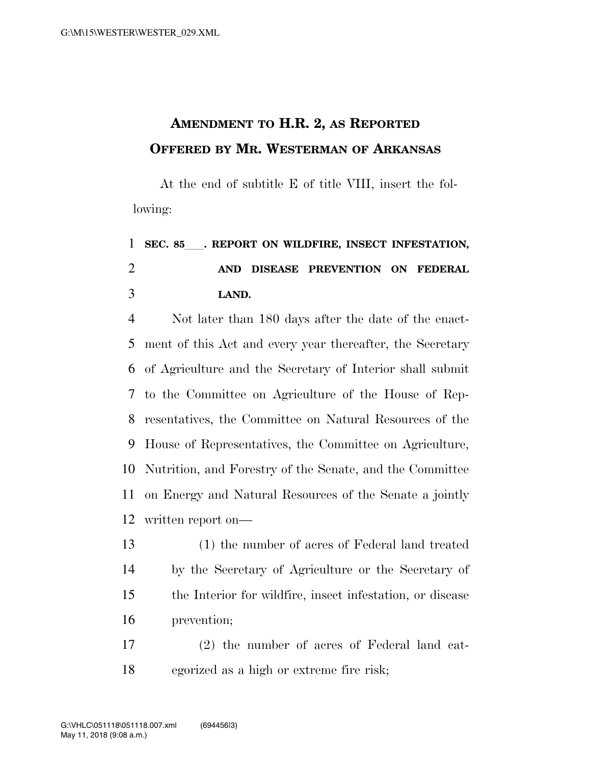# AMENDMENT TO H.R. 2, AS REPORTED
# OFFERED BY MR. WESTERMAN OF ARKANSAS

At the end of subtitle E of title VIII, insert the following:

**SEC. 85___. REPORT ON WILDFIRE, INSECT INFESTATION, AND DISEASE PREVENTION ON FEDERAL LAND.**

Not later than 180 days after the date of the enactment of this Act and every year thereafter, the Secretary of Agriculture and the Secretary of Interior shall submit to the Committee on Agriculture of the House of Representatives, the Committee on Natural Resources of the House of Representatives, the Committee on Agriculture, Nutrition, and Forestry of the Senate, and the Committee on Energy and Natural Resources of the Senate a jointly written report on—

(1) the number of acres of Federal land treated by the Secretary of Agriculture or the Secretary of the Interior for wildfire, insect infestation, or disease prevention;

(2) the number of acres of Federal land categorized as a high or extreme fire risk;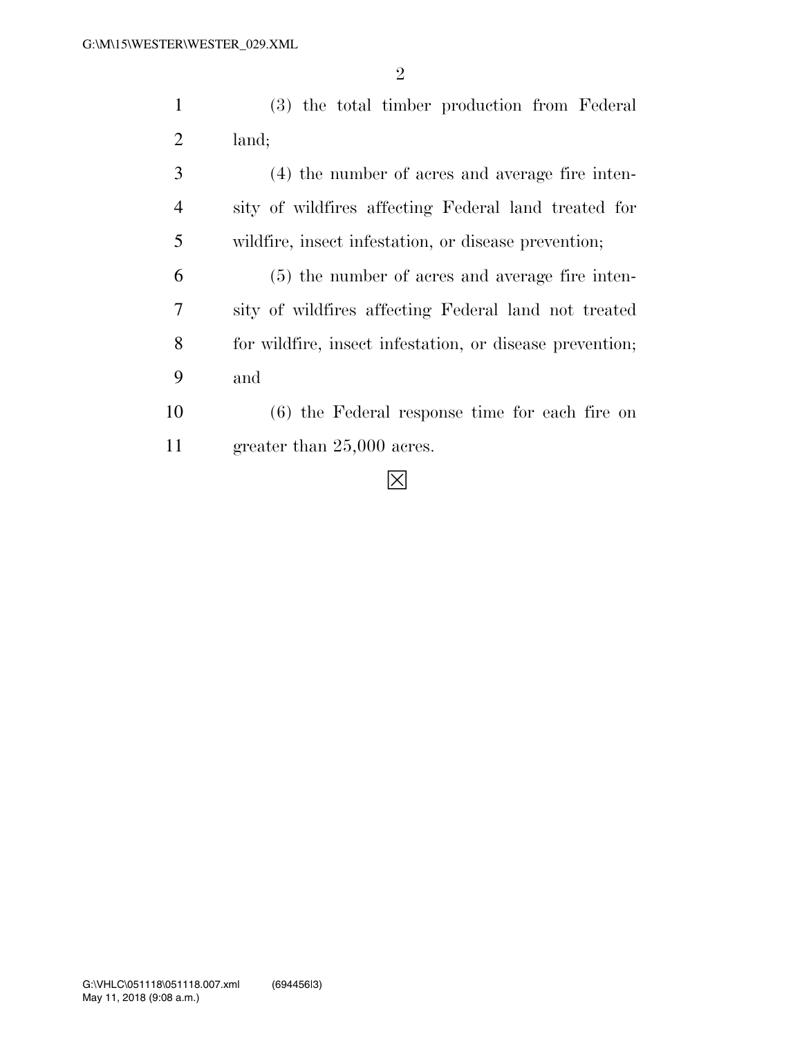(3) the total timber production from Federal land;

(4) the number of acres and average fire intensity of wildfires affecting Federal land treated for wildfire, insect infestation, or disease prevention;

(5) the number of acres and average fire intensity of wildfires affecting Federal land not treated for wildfire, insect infestation, or disease prevention; and

(6) the Federal response time for each fire on greater than 25,000 acres.